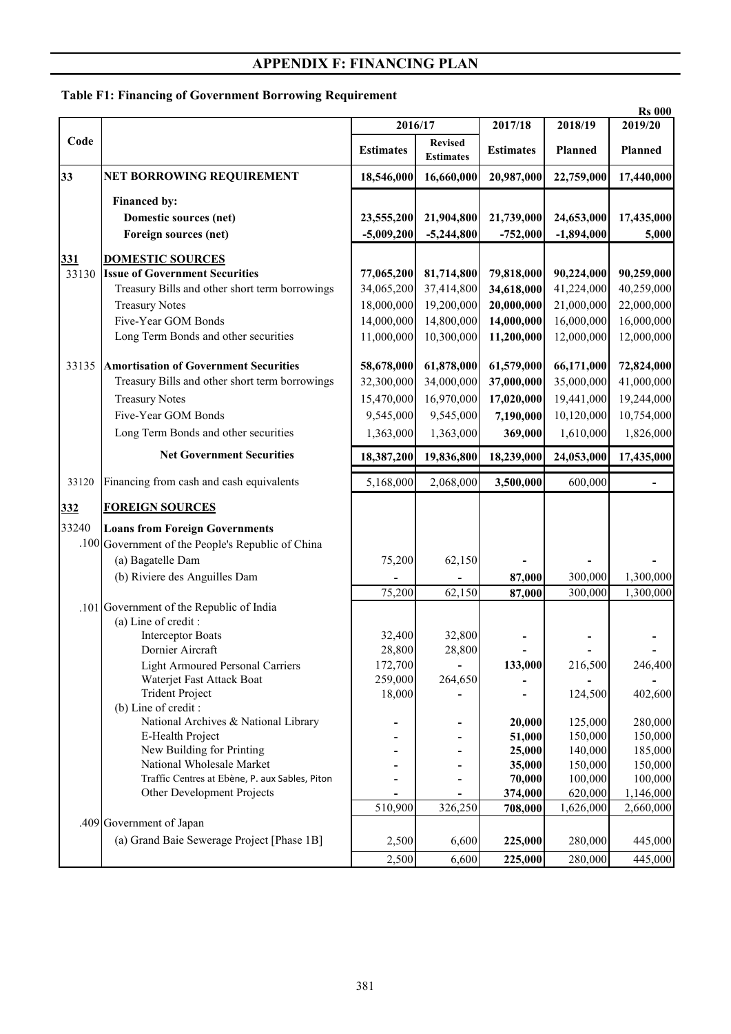# APPENDIX F: FINANCING PLAN

## Table F1: Financing of Government Borrowing Requirement

Rs 000

| Code | | 2016/17 Estimates | 2016/17 Revised Estimates | 2017/18 Estimates | 2018/19 Planned | 2019/20 Planned |
|---|---|---|---|---|---|---|
| **33** | **NET BORROWING REQUIREMENT** | **18,546,000** | **16,660,000** | **20,987,000** | **22,759,000** | **17,440,000** |
| | **Financed by:** | | | | | |
| | **Domestic sources (net)** | **23,555,200** | **21,904,800** | **21,739,000** | **24,653,000** | **17,435,000** |
| | **Foreign sources (net)** | **-5,009,200** | **-5,244,800** | **-752,000** | **-1,894,000** | **5,000** |
| **331** | **DOMESTIC SOURCES** | | | | | |
| 33130 | **Issue of Government Securities** | **77,065,200** | **81,714,800** | **79,818,000** | **90,224,000** | **90,259,000** |
| | Treasury Bills and other short term borrowings | 34,065,200 | 37,414,800 | **34,618,000** | 41,224,000 | 40,259,000 |
| | Treasury Notes | 18,000,000 | 19,200,000 | **20,000,000** | 21,000,000 | 22,000,000 |
| | Five-Year GOM Bonds | 14,000,000 | 14,800,000 | **14,000,000** | 16,000,000 | 16,000,000 |
| | Long Term Bonds and other securities | 11,000,000 | 10,300,000 | **11,200,000** | 12,000,000 | 12,000,000 |
| 33135 | **Amortisation of Government Securities** | **58,678,000** | **61,878,000** | **61,579,000** | **66,171,000** | **72,824,000** |
| | Treasury Bills and other short term borrowings | 32,300,000 | 34,000,000 | **37,000,000** | 35,000,000 | 41,000,000 |
| | Treasury Notes | 15,470,000 | 16,970,000 | **17,020,000** | 19,441,000 | 19,244,000 |
| | Five-Year GOM Bonds | 9,545,000 | 9,545,000 | **7,190,000** | 10,120,000 | 10,754,000 |
| | Long Term Bonds and other securities | 1,363,000 | 1,363,000 | **369,000** | 1,610,000 | 1,826,000 |
| | **Net Government Securities** | **18,387,200** | **19,836,800** | **18,239,000** | **24,053,000** | **17,435,000** |
| 33120 | Financing from cash and cash equivalents | 5,168,000 | 2,068,000 | **3,500,000** | 600,000 | - |
| **332** | **FOREIGN SOURCES** | | | | | |
| 33240 | **Loans from Foreign Governments** | | | | | |
| .100 | Government of the People's Republic of China | | | | | |
| | (a) Bagatelle Dam | 75,200 | 62,150 | - | - | - |
| | (b) Riviere des Anguilles Dam | - | - | **87,000** | 300,000 | 1,300,000 |
| | | 75,200 | 62,150 | **87,000** | 300,000 | 1,300,000 |
| .101 | Government of the Republic of India | | | | | |
| | (a) Line of credit : | | | | | |
| | Interceptor Boats | 32,400 | 32,800 | - | - | - |
| | Dornier Aircraft | 28,800 | 28,800 | - | - | - |
| | Light Armoured Personal Carriers | 172,700 | - | **133,000** | 216,500 | 246,400 |
| | Waterjet Fast Attack Boat | 259,000 | 264,650 | - | - | - |
| | Trident Project | 18,000 | - | - | 124,500 | 402,600 |
| | (b) Line of credit : | | | | | |
| | National Archives & National Library | - | - | **20,000** | 125,000 | 280,000 |
| | E-Health Project | - | - | **51,000** | 150,000 | 150,000 |
| | New Building for Printing | - | - | **25,000** | 140,000 | 185,000 |
| | National Wholesale Market | - | - | **35,000** | 150,000 | 150,000 |
| | Traffic Centres at Ebène, P. aux Sables, Piton | - | - | **70,000** | 100,000 | 100,000 |
| | Other Development Projects | - | - | **374,000** | 620,000 | 1,146,000 |
| | | 510,900 | 326,250 | **708,000** | 1,626,000 | 2,660,000 |
| .409 | Government of Japan | | | | | |
| | (a) Grand Baie Sewerage Project [Phase 1B] | 2,500 | 6,600 | **225,000** | 280,000 | 445,000 |
| | | 2,500 | 6,600 | **225,000** | 280,000 | 445,000 |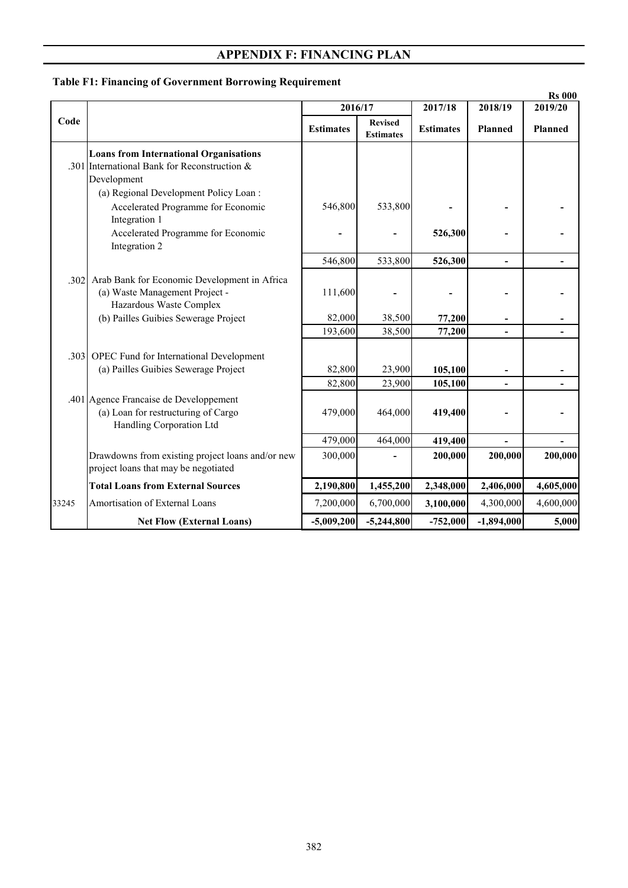# APPENDIX F: FINANCING PLAN

## Table F1: Financing of Government Borrowing Requirement

Rs 000

| Code | | 2016/17 | | 2017/18 | 2018/19 | 2019/20 |
|---|---|---|---|---|---|---|
| | | Estimates | Revised Estimates | Estimates | Planned | Planned |
| | **Loans from International Organisations** | | | | | |
| .301 | International Bank for Reconstruction & Development | | | | | |
| | (a) Regional Development Policy Loan : | | | | | |
| | Accelerated Programme for Economic Integration 1 | 546,800 | 533,800 | - | - | - |
| | Accelerated Programme for Economic Integration 2 | - | - | **526,300** | - | - |
| | | 546,800 | 533,800 | **526,300** | - | - |
| .302 | Arab Bank for Economic Development in Africa | | | | | |
| | (a) Waste Management Project - Hazardous Waste Complex | 111,600 | - | - | - | - |
| | (b) Pailles Guibies Sewerage Project | 82,000 | 38,500 | **77,200** | - | - |
| | | 193,600 | 38,500 | **77,200** | - | - |
| .303 | OPEC Fund for International Development | | | | | |
| | (a) Pailles Guibies Sewerage Project | 82,800 | 23,900 | **105,100** | - | - |
| | | 82,800 | 23,900 | **105,100** | - | - |
| .401 | Agence Francaise de Developpement | | | | | |
| | (a) Loan for restructuring of Cargo Handling Corporation Ltd | 479,000 | 464,000 | **419,400** | - | - |
| | | 479,000 | 464,000 | **419,400** | - | - |
| | Drawdowns from existing project loans and/or new project loans that may be negotiated | 300,000 | - | **200,000** | **200,000** | **200,000** |
| | **Total Loans from External Sources** | **2,190,800** | **1,455,200** | **2,348,000** | **2,406,000** | **4,605,000** |
| 33245 | Amortisation of External Loans | 7,200,000 | 6,700,000 | **3,100,000** | 4,300,000 | 4,600,000 |
| | **Net Flow (External Loans)** | **-5,009,200** | **-5,244,800** | **-752,000** | **-1,894,000** | **5,000** |